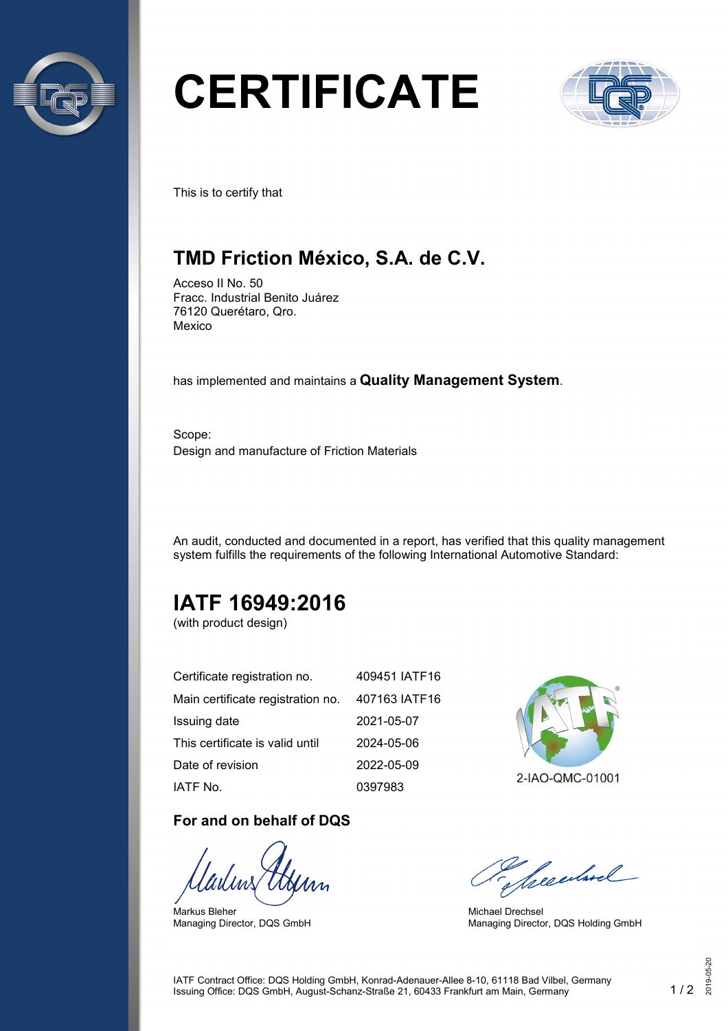# CERTIFICATE

This is to certify that

## TMD Friction México, S.A. de C.V.

Acceso II No. 50
Fracc. Industrial Benito Juárez
76120 Querétaro, Qro.
Mexico

has implemented and maintains a **Quality Management System**.

Scope:
Design and manufacture of Friction Materials

An audit, conducted and documented in a report, has verified that this quality management system fulfills the requirements of the following International Automotive Standard:

## IATF 16949:2016

(with product design)

| | |
|---|---|
| Certificate registration no. | 409451 IATF16 |
| Main certificate registration no. | 407163 IATF16 |
| Issuing date | 2021-05-07 |
| This certificate is valid until | 2024-05-06 |
| Date of revision | 2022-05-09 |
| IATF No. | 0397983 |

2-IAO-QMC-01001

### For and on behalf of DQS

Markus Bleher
Managing Director, DQS GmbH

Michael Drechsel
Managing Director, DQS Holding GmbH

IATF Contract Office: DQS Holding GmbH, Konrad-Adenauer-Allee 8-10, 61118 Bad Vilbel, Germany
Issuing Office: DQS GmbH, August-Schanz-Straße 21, 60433 Frankfurt am Main, Germany

2019-05-20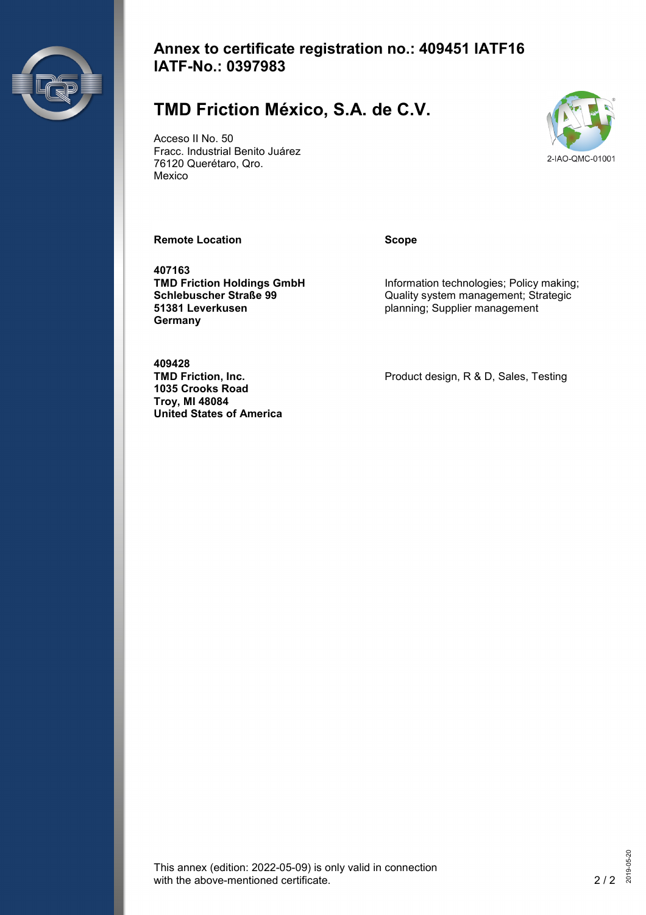## Annex to certificate registration no.: 409451 IATF16
## IATF-No.: 0397983

# TMD Friction México, S.A. de C.V.

Acceso II No. 50
Fracc. Industrial Benito Juárez
76120 Querétaro, Qro.
Mexico

2-IAO-QMC-01001

| Remote Location | Scope |
| --- | --- |
| **407163**<br>**TMD Friction Holdings GmbH**<br>**Schlebuscher Straße 99**<br>**51381 Leverkusen**<br>**Germany** | Information technologies; Policy making; Quality system management; Strategic planning; Supplier management |
| **409428**<br>**TMD Friction, Inc.**<br>**1035 Crooks Road**<br>**Troy, MI 48084**<br>**United States of America** | Product design, R & D, Sales, Testing |

This annex (edition: 2022-05-09) is only valid in connection with the above-mentioned certificate.

2019-05-20